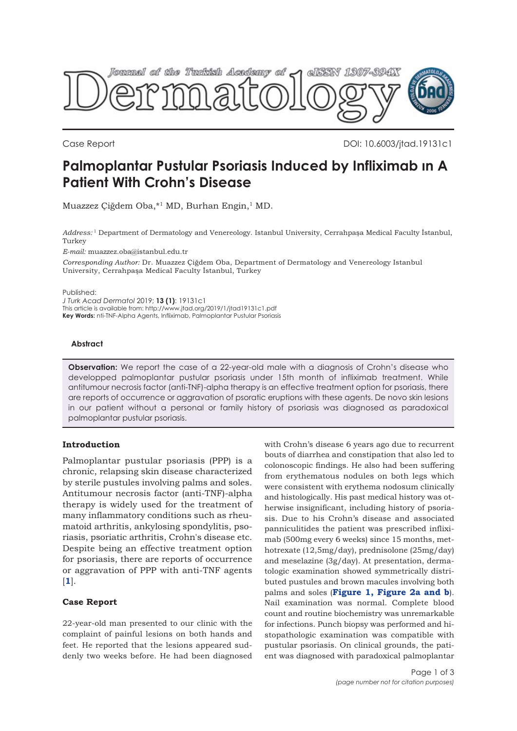Case Report

DOI: 10.6003/jtad.19131c1

# Palmoplantar Pustular Psoriasis Induced by Infliximab ın A Patient With Crohn's Disease

Muazzez Çiğdem Oba,*[1] MD, Burhan Engin,[1] MD.

*Address:* [1] Department of Dermatology and Venereology. Istanbul University, Cerrahpaşa Medical Faculty İstanbul, Turkey

*E-mail:* muazzez.oba@istanbul.edu.tr

*Corresponding Author:* Dr. Muazzez Çiğdem Oba, Department of Dermatology and Venereology Istanbul University, Cerrahpaşa Medical Faculty İstanbul, Turkey

Published:
*J Turk Acad Dermatol* 2019; **13 (1)**: 19131c1
This article is available from: http://www.jtad.org/2019/1/jtad19131c1.pdf
**Key Words:** nti-TNF-Alpha Agents, Infliximab, Palmoplantar Pustular Psoriasis

### Abstract

**Observation:** We report the case of a 22-year-old male with a diagnosis of Crohn's disease who developped palmoplantar pustular psoriasis under 15th month of infliximab treatment. While antitumour necrosis factor (anti-TNF)-alpha therapy is an effective treatment option for psoriasis, there are reports of occurrence or aggravation of psoratic eruptions with these agents. De novo skin lesions in our patient without a personal or family history of psoriasis was diagnosed as paradoxical palmoplantar pustular psoriasis.

## Introduction

Palmoplantar pustular psoriasis (PPP) is a chronic, relapsing skin disease characterized by sterile pustules involving palms and soles. Antitumour necrosis factor (anti-TNF)-alpha therapy is widely used for the treatment of many inflammatory conditions such as rheumatoid arthritis, ankylosing spondylitis, psoriasis, psoriatic arthritis, Crohn's disease etc. Despite being an effective treatment option for psoriasis, there are reports of occurrence or aggravation of PPP with anti-TNF agents [1].

## Case Report

22-year-old man presented to our clinic with the complaint of painful lesions on both hands and feet. He reported that the lesions appeared suddenly two weeks before. He had been diagnosed with Crohn's disease 6 years ago due to recurrent bouts of diarrhea and constipation that also led to colonoscopic findings. He also had been suffering from erythematous nodules on both legs which were consistent with erythema nodosum clinically and histologically. His past medical history was otherwise insignificant, including history of psoriasis. Due to his Crohn's disease and associated panniculitides the patient was prescribed infliximab (500mg every 6 weeks) since 15 months, methotrexate (12,5mg/day), prednisolone (25mg/day) and meselazine (3g/day). At presentation, dermatologic examination showed symmetrically distributed pustules and brown macules involving both palms and soles (**Figure 1, Figure 2a and b**). Nail examination was normal. Complete blood count and routine biochemistry was unremarkable for infections. Punch biopsy was performed and histopathologic examination was compatible with pustular psoriasis. On clinical grounds, the patient was diagnosed with paradoxical palmoplantar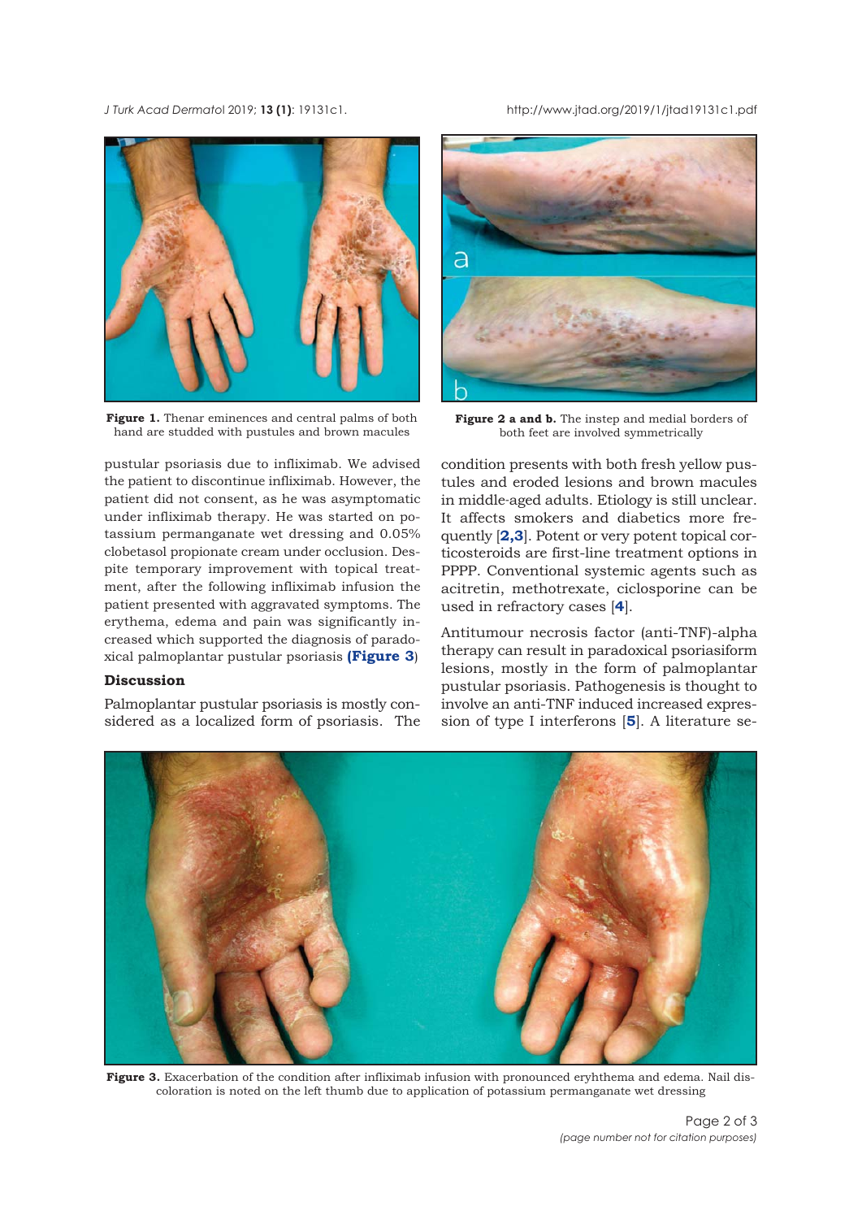Figure 1. Thenar eminences and central palms of both hand are studded with pustules and brown macules

Figure 2 a and b. The instep and medial borders of both feet are involved symmetrically

pustular psoriasis due to infliximab. We advised the patient to discontinue infliximab. However, the patient did not consent, as he was asymptomatic under infliximab therapy. He was started on potassium permanganate wet dressing and 0.05% clobetasol propionate cream under occlusion. Despite temporary improvement with topical treatment, after the following infliximab infusion the patient presented with aggravated symptoms. The erythema, edema and pain was significantly increased which supported the diagnosis of paradoxical palmoplantar pustular psoriasis (**Figure 3**)

## Discussion

Palmoplantar pustular psoriasis is mostly considered as a localized form of psoriasis. The condition presents with both fresh yellow pustules and eroded lesions and brown macules in middle-aged adults. Etiology is still unclear. It affects smokers and diabetics more frequently [2,3]. Potent or very potent topical corticosteroids are first-line treatment options in PPPP. Conventional systemic agents such as acitretin, methotrexate, ciclosporine can be used in refractory cases [4].

Antitumour necrosis factor (anti-TNF)-alpha therapy can result in paradoxical psoriasiform lesions, mostly in the form of palmoplantar pustular psoriasis. Pathogenesis is thought to involve an anti-TNF induced increased expression of type I interferons [5]. A literature se-

Figure 3. Exacerbation of the condition after infliximab infusion with pronounced eryhthema and edema. Nail discoloration is noted on the left thumb due to application of potassium permanganate wet dressing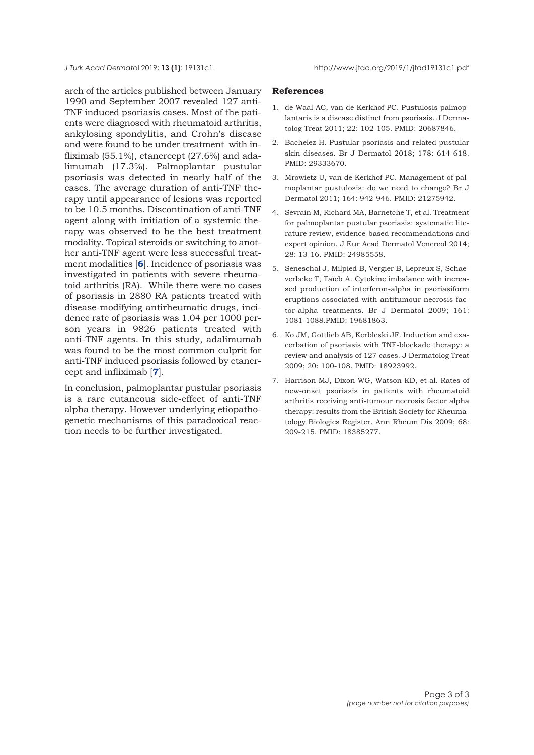arch of the articles published between January 1990 and September 2007 revealed 127 anti-TNF induced psoriasis cases. Most of the patients were diagnosed with rheumatoid arthritis, ankylosing spondylitis, and Crohn's disease and were found to be under treatment with infliximab (55.1%), etanercept (27.6%) and adalimumab (17.3%). Palmoplantar pustular psoriasis was detected in nearly half of the cases. The average duration of anti-TNF therapy until appearance of lesions was reported to be 10.5 months. Discontination of anti-TNF agent along with initiation of a systemic therapy was observed to be the best treatment modality. Topical steroids or switching to another anti-TNF agent were less successful treatment modalities [**6**]. Incidence of psoriasis was investigated in patients with severe rheumatoid arthritis (RA). While there were no cases of psoriasis in 2880 RA patients treated with disease-modifying antirheumatic drugs, incidence rate of psoriasis was 1.04 per 1000 person years in 9826 patients treated with anti-TNF agents. In this study, adalimumab was found to be the most common culprit for anti-TNF induced psoriasis followed by etanercept and infliximab [**7**].

In conclusion, palmoplantar pustular psoriasis is a rare cutaneous side-effect of anti-TNF alpha therapy. However underlying etiopathogenetic mechanisms of this paradoxical reaction needs to be further investigated.

## References

1. de Waal AC, van de Kerkhof PC. Pustulosis palmoplantaris is a disease distinct from psoriasis. J Dermatolog Treat 2011; 22: 102-105. PMID: 20687846.
2. Bachelez H. Pustular psoriasis and related pustular skin diseases. Br J Dermatol 2018; 178: 614-618. PMID: 29333670.
3. Mrowietz U, van de Kerkhof PC. Management of palmoplantar pustulosis: do we need to change? Br J Dermatol 2011; 164: 942-946. PMID: 21275942.
4. Sevrain M, Richard MA, Barnetche T, et al. Treatment for palmoplantar pustular psoriasis: systematic literature review, evidence-based recommendations and expert opinion. J Eur Acad Dermatol Venereol 2014; 28: 13-16. PMID: 24985558.
5. Seneschal J, Milpied B, Vergier B, Lepreux S, Schaeverbeke T, Taïeb A. Cytokine imbalance with increased production of interferon-alpha in psoriasiform eruptions associated with antitumour necrosis factor-alpha treatments. Br J Dermatol 2009; 161: 1081-1088.PMID: 19681863.
6. Ko JM, Gottlieb AB, Kerbleski JF. Induction and exacerbation of psoriasis with TNF-blockade therapy: a review and analysis of 127 cases. J Dermatolog Treat 2009; 20: 100-108. PMID: 18923992.
7. Harrison MJ, Dixon WG, Watson KD, et al. Rates of new-onset psoriasis in patients with rheumatoid arthritis receiving anti-tumour necrosis factor alpha therapy: results from the British Society for Rheumatology Biologics Register. Ann Rheum Dis 2009; 68: 209-215. PMID: 18385277.